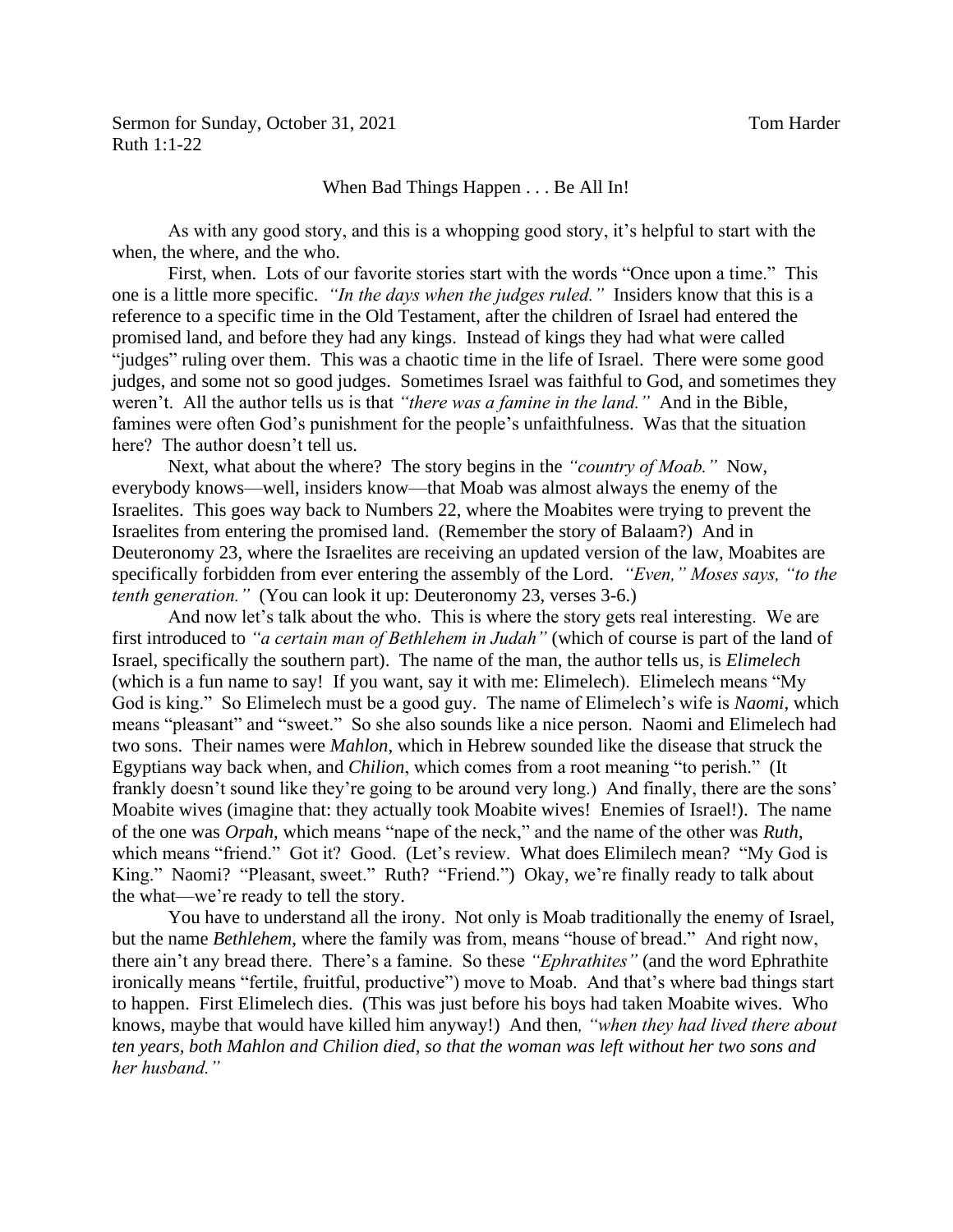Sermon for Sunday, October 31, 2021 Tom Harder
Ruth 1:1-22

## When Bad Things Happen . . . Be All In!

As with any good story, and this is a whopping good story, it's helpful to start with the when, the where, and the who.

First, when. Lots of our favorite stories start with the words "Once upon a time." This one is a little more specific. *"In the days when the judges ruled."* Insiders know that this is a reference to a specific time in the Old Testament, after the children of Israel had entered the promised land, and before they had any kings. Instead of kings they had what were called "judges" ruling over them. This was a chaotic time in the life of Israel. There were some good judges, and some not so good judges. Sometimes Israel was faithful to God, and sometimes they weren't. All the author tells us is that *"there was a famine in the land."* And in the Bible, famines were often God's punishment for the people's unfaithfulness. Was that the situation here? The author doesn't tell us.

Next, what about the where? The story begins in the *"country of Moab."* Now, everybody knows—well, insiders know—that Moab was almost always the enemy of the Israelites. This goes way back to Numbers 22, where the Moabites were trying to prevent the Israelites from entering the promised land. (Remember the story of Balaam?) And in Deuteronomy 23, where the Israelites are receiving an updated version of the law, Moabites are specifically forbidden from ever entering the assembly of the Lord. *"Even," Moses says, "to the tenth generation."* (You can look it up: Deuteronomy 23, verses 3-6.)

And now let's talk about the who. This is where the story gets real interesting. We are first introduced to *"a certain man of Bethlehem in Judah"* (which of course is part of the land of Israel, specifically the southern part). The name of the man, the author tells us, is *Elimelech* (which is a fun name to say! If you want, say it with me: Elimelech). Elimelech means "My God is king." So Elimelech must be a good guy. The name of Elimelech's wife is *Naomi*, which means "pleasant" and "sweet." So she also sounds like a nice person. Naomi and Elimelech had two sons. Their names were *Mahlon*, which in Hebrew sounded like the disease that struck the Egyptians way back when, and *Chilion*, which comes from a root meaning "to perish." (It frankly doesn't sound like they're going to be around very long.) And finally, there are the sons' Moabite wives (imagine that: they actually took Moabite wives! Enemies of Israel!). The name of the one was *Orpah*, which means "nape of the neck," and the name of the other was *Ruth*, which means "friend." Got it? Good. (Let's review. What does Elimilech mean? "My God is King." Naomi? "Pleasant, sweet." Ruth? "Friend.") Okay, we're finally ready to talk about the what—we're ready to tell the story.

You have to understand all the irony. Not only is Moab traditionally the enemy of Israel, but the name *Bethlehem*, where the family was from, means "house of bread." And right now, there ain't any bread there. There's a famine. So these *"Ephrathites"* (and the word Ephrathite ironically means "fertile, fruitful, productive") move to Moab. And that's where bad things start to happen. First Elimelech dies. (This was just before his boys had taken Moabite wives. Who knows, maybe that would have killed him anyway!) And then*, "when they had lived there about ten years, both Mahlon and Chilion died, so that the woman was left without her two sons and her husband."*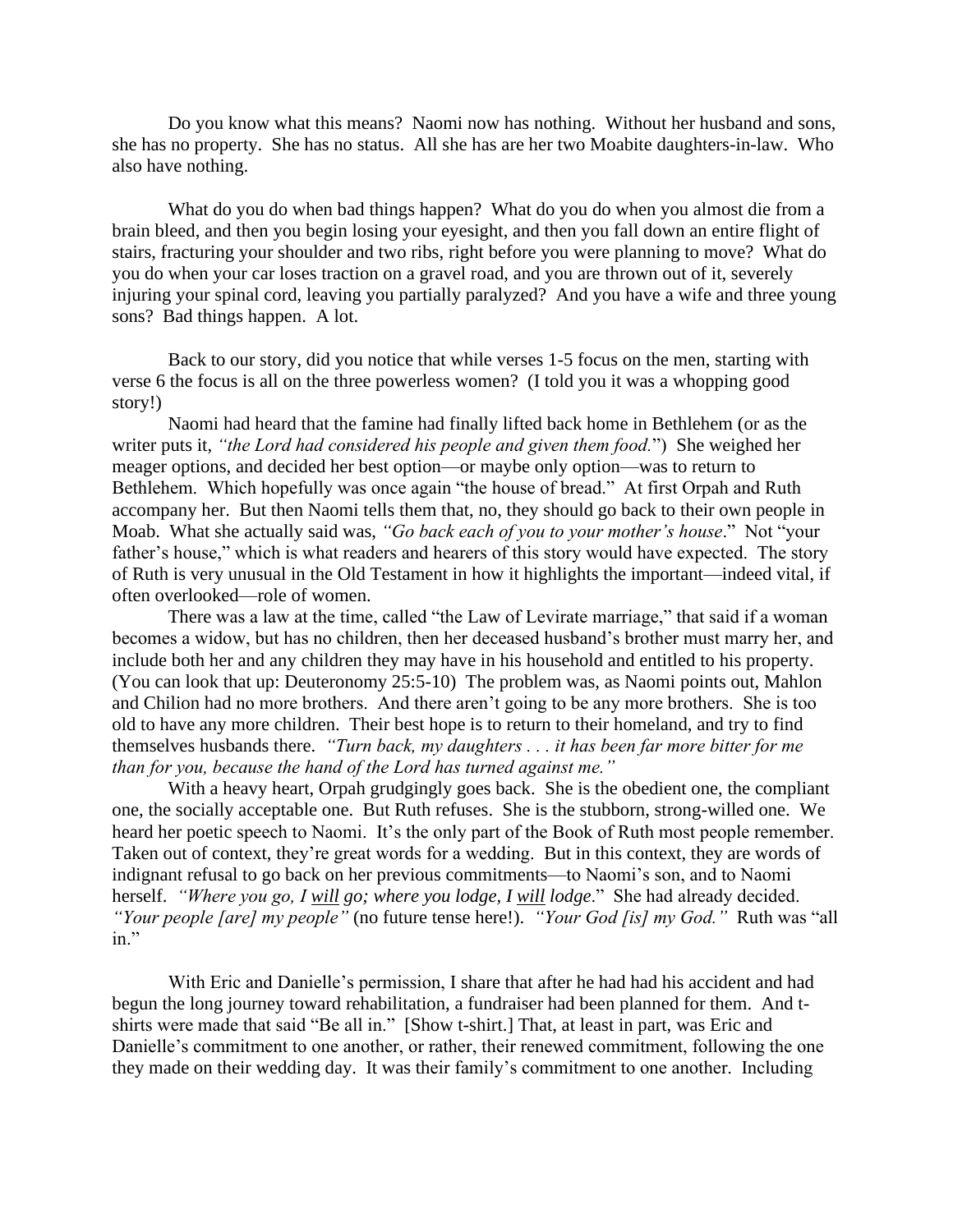Do you know what this means? Naomi now has nothing. Without her husband and sons, she has no property. She has no status. All she has are her two Moabite daughters-in-law. Who also have nothing.

What do you do when bad things happen? What do you do when you almost die from a brain bleed, and then you begin losing your eyesight, and then you fall down an entire flight of stairs, fracturing your shoulder and two ribs, right before you were planning to move? What do you do when your car loses traction on a gravel road, and you are thrown out of it, severely injuring your spinal cord, leaving you partially paralyzed? And you have a wife and three young sons? Bad things happen. A lot.

Back to our story, did you notice that while verses 1-5 focus on the men, starting with verse 6 the focus is all on the three powerless women? (I told you it was a whopping good story!)

Naomi had heard that the famine had finally lifted back home in Bethlehem (or as the writer puts it, *"the Lord had considered his people and given them food.*") She weighed her meager options, and decided her best option—or maybe only option—was to return to Bethlehem. Which hopefully was once again "the house of bread." At first Orpah and Ruth accompany her. But then Naomi tells them that, no, they should go back to their own people in Moab. What she actually said was, *"Go back each of you to your mother's house*." Not "your father's house," which is what readers and hearers of this story would have expected. The story of Ruth is very unusual in the Old Testament in how it highlights the important—indeed vital, if often overlooked—role of women.

There was a law at the time, called "the Law of Levirate marriage," that said if a woman becomes a widow, but has no children, then her deceased husband's brother must marry her, and include both her and any children they may have in his household and entitled to his property. (You can look that up: Deuteronomy 25:5-10) The problem was, as Naomi points out, Mahlon and Chilion had no more brothers. And there aren't going to be any more brothers. She is too old to have any more children. Their best hope is to return to their homeland, and try to find themselves husbands there. *"Turn back, my daughters . . . it has been far more bitter for me than for you, because the hand of the Lord has turned against me."*

With a heavy heart, Orpah grudgingly goes back. She is the obedient one, the compliant one, the socially acceptable one. But Ruth refuses. She is the stubborn, strong-willed one. We heard her poetic speech to Naomi. It's the only part of the Book of Ruth most people remember. Taken out of context, they're great words for a wedding. But in this context, they are words of indignant refusal to go back on her previous commitments—to Naomi's son, and to Naomi herself. *"Where you go, I <u>will</u> go; where you lodge, I <u>will</u> lodge*." She had already decided. *"Your people [are] my people"* (no future tense here!). *"Your God [is] my God."* Ruth was "all in."

With Eric and Danielle's permission, I share that after he had had his accident and had begun the long journey toward rehabilitation, a fundraiser had been planned for them. And t-shirts were made that said "Be all in." [Show t-shirt.] That, at least in part, was Eric and Danielle's commitment to one another, or rather, their renewed commitment, following the one they made on their wedding day. It was their family's commitment to one another. Including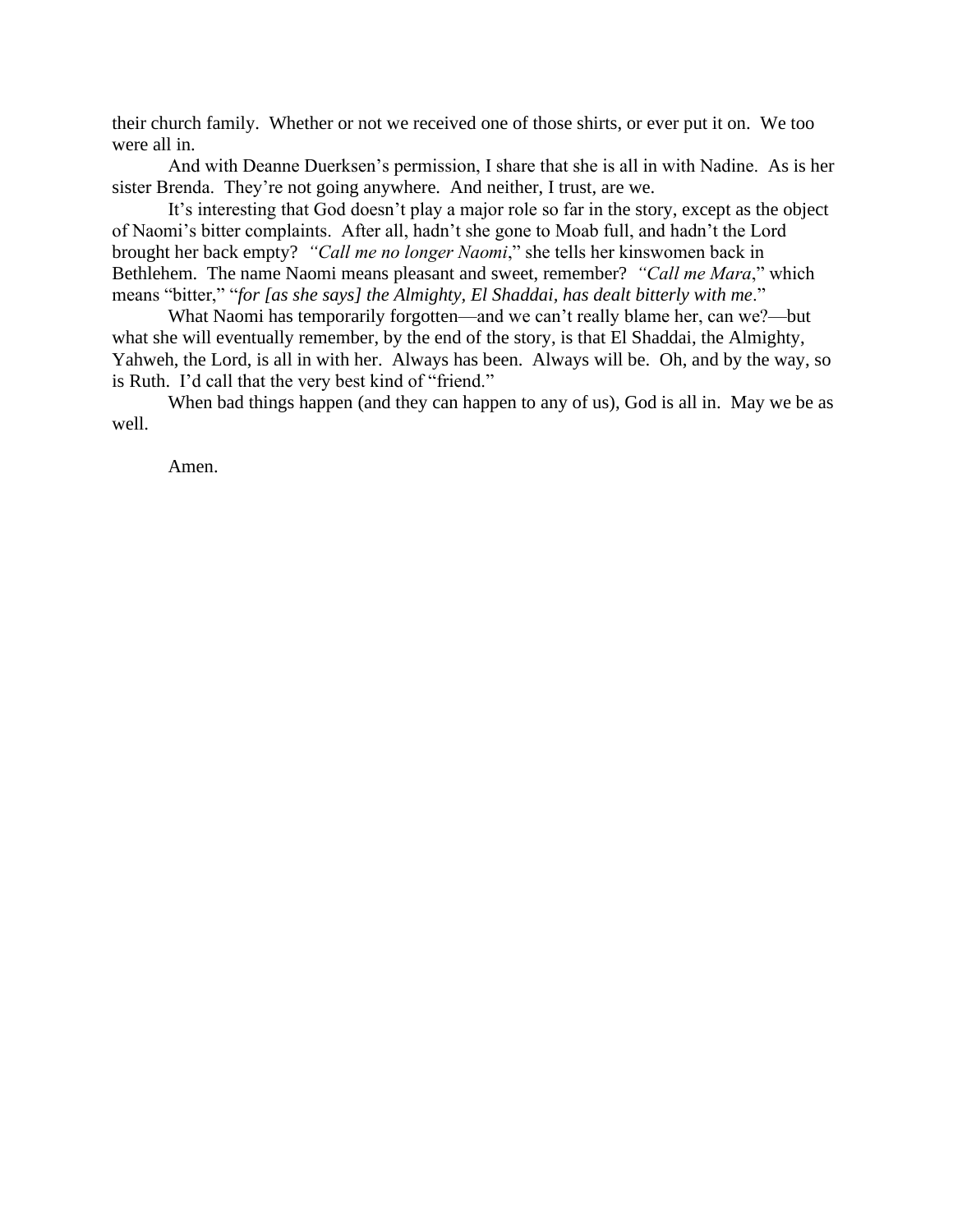their church family. Whether or not we received one of those shirts, or ever put it on. We too were all in.

And with Deanne Duerksen's permission, I share that she is all in with Nadine. As is her sister Brenda. They're not going anywhere. And neither, I trust, are we.

It's interesting that God doesn't play a major role so far in the story, except as the object of Naomi's bitter complaints. After all, hadn't she gone to Moab full, and hadn't the Lord brought her back empty? *"Call me no longer Naomi*," she tells her kinswomen back in Bethlehem. The name Naomi means pleasant and sweet, remember? *"Call me Mara*," which means "bitter," "*for [as she says] the Almighty, El Shaddai, has dealt bitterly with me*."

What Naomi has temporarily forgotten—and we can't really blame her, can we?—but what she will eventually remember, by the end of the story, is that El Shaddai, the Almighty, Yahweh, the Lord, is all in with her. Always has been. Always will be. Oh, and by the way, so is Ruth. I'd call that the very best kind of "friend."

When bad things happen (and they can happen to any of us), God is all in. May we be as well.

Amen.